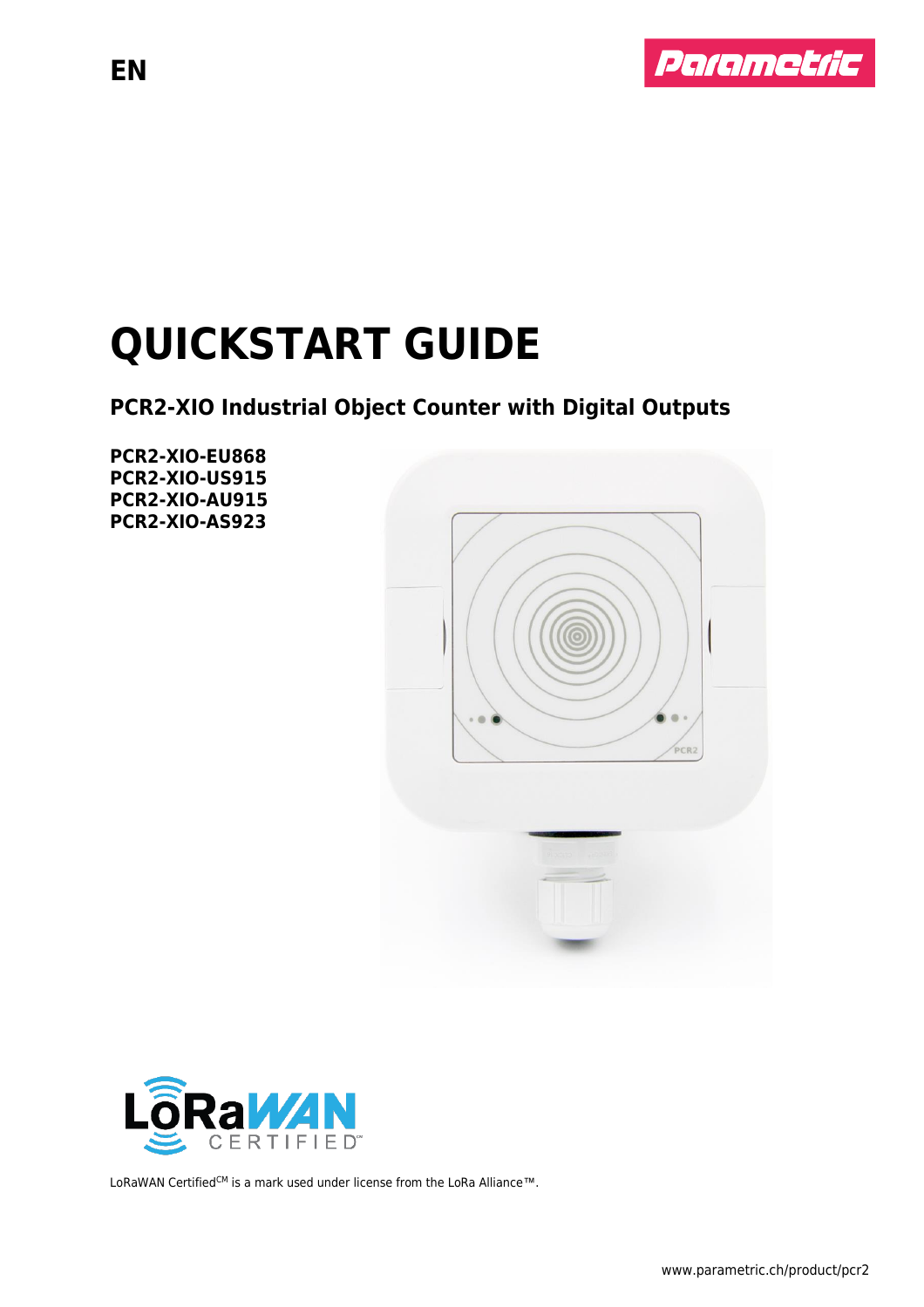EN

# QUICKSTART GUIDE

## PCR2-XIO Industrial Object Counter with Digital Outputs

**PCR2-XIO-EU868**
**PCR2-XIO-US915**
**PCR2-XIO-AU915**
**PCR2-XIO-AS923**

LoRaWAN Certified[CM] is a mark used under license from the LoRa Alliance™.

www.parametric.ch/product/pcr2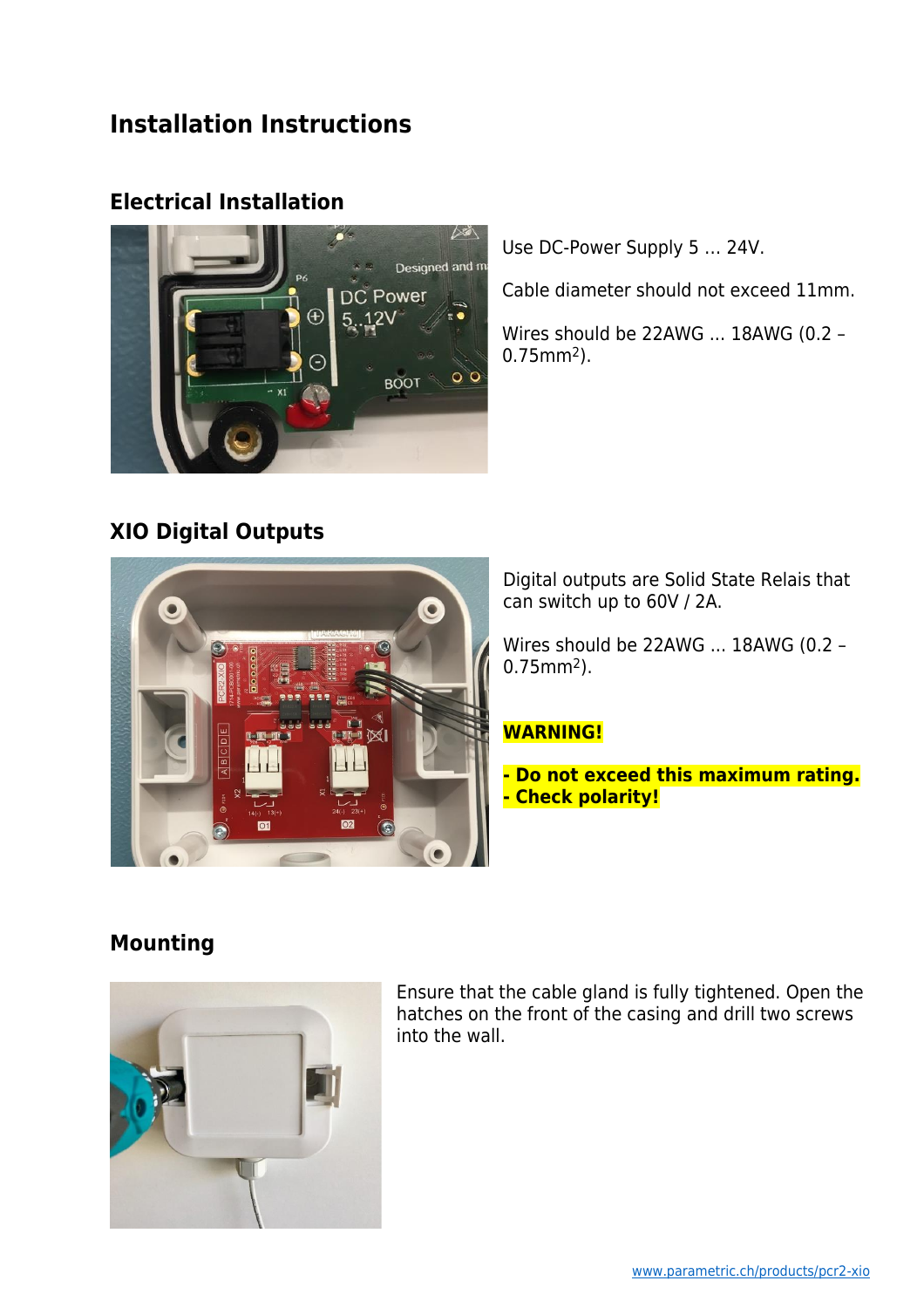# Installation Instructions

## Electrical Installation

Use DC-Power Supply 5 ... 24V.

Cable diameter should not exceed 11mm.

Wires should be 22AWG ... 18AWG (0.2 – 0.75mm$^2$).

## XIO Digital Outputs

Digital outputs are Solid State Relais that can switch up to 60V / 2A.

Wires should be 22AWG ... 18AWG (0.2 – 0.75mm$^2$).

**WARNING!**

**- Do not exceed this maximum rating.**
**- Check polarity!**

## Mounting

Ensure that the cable gland is fully tightened. Open the hatches on the front of the casing and drill two screws into the wall.

www.parametric.ch/products/pcr2-xio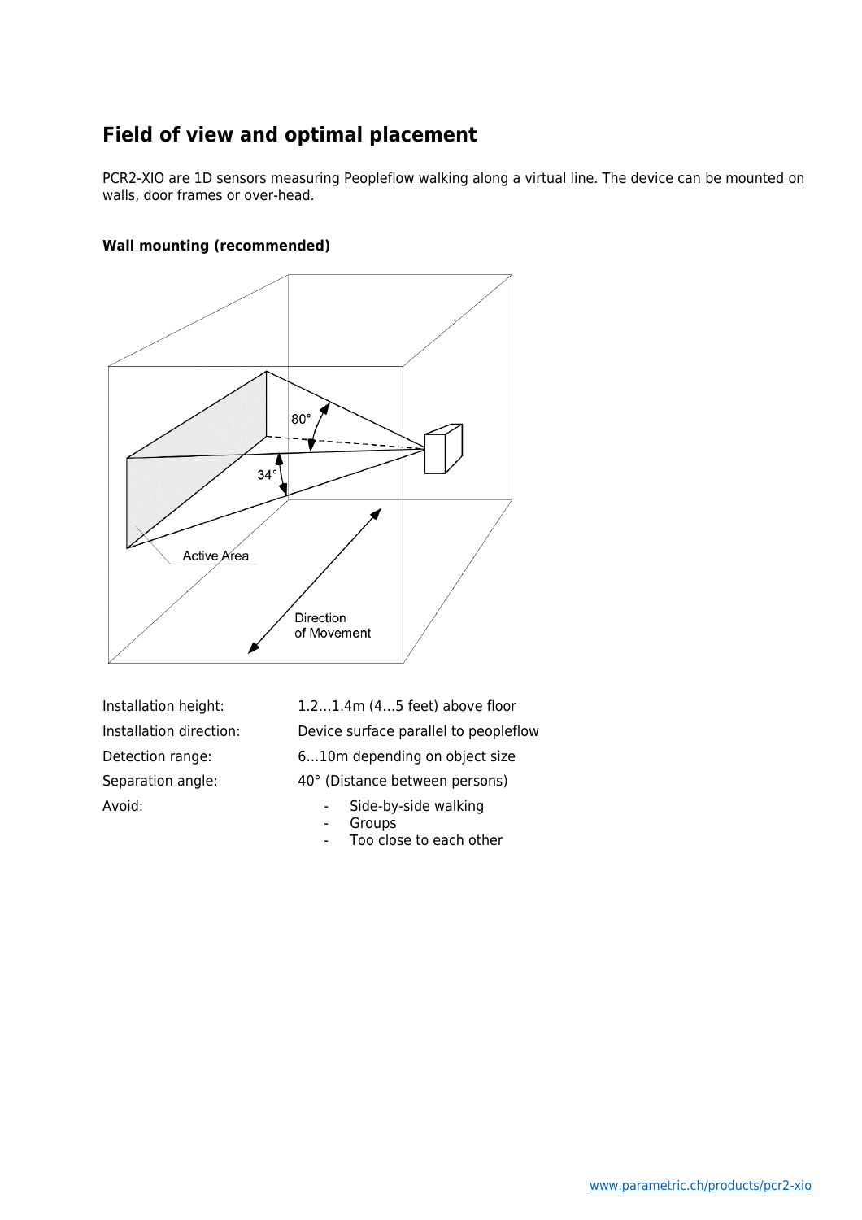## Field of view and optimal placement

PCR2-XIO are 1D sensors measuring Peopleflow walking along a virtual line. The device can be mounted on walls, door frames or over-head.

### Wall mounting (recommended)

| | |
|---|---|
| Installation height: | 1.2…1.4m (4…5 feet) above floor |
| Installation direction: | Device surface parallel to peopleflow |
| Detection range: | 6…10m depending on object size |
| Separation angle: | 40° (Distance between persons) |
| Avoid: | - Side-by-side walking<br>- Groups<br>- Too close to each other |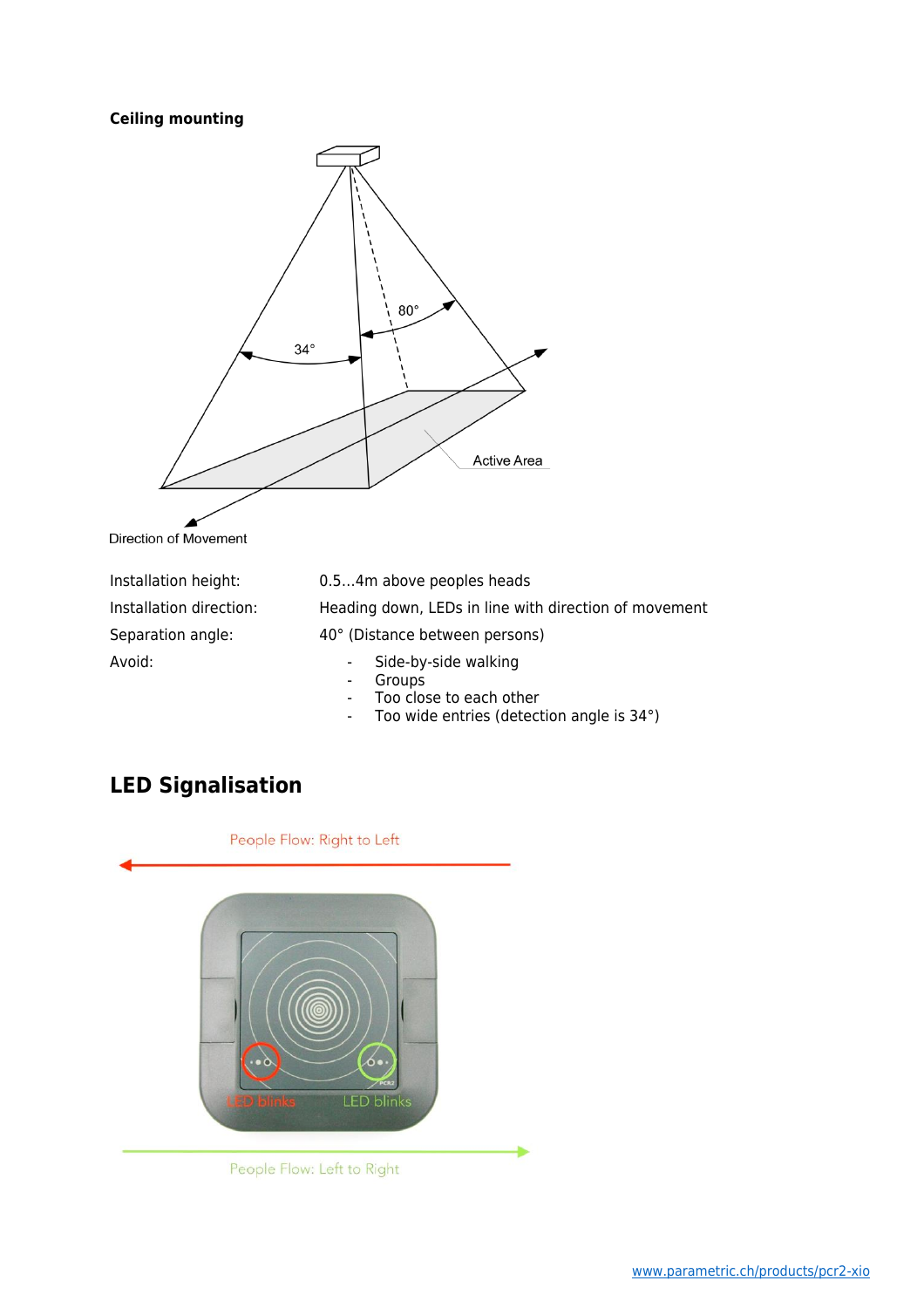**Ceiling mounting**

| | |
|---|---|
| Installation height: | 0.5…4m above peoples heads |
| Installation direction: | Heading down, LEDs in line with direction of movement |
| Separation angle: | 40° (Distance between persons) |
| Avoid: | - Side-by-side walking<br>- Groups<br>- Too close to each other<br>- Too wide entries (detection angle is 34°) |

## LED Signalisation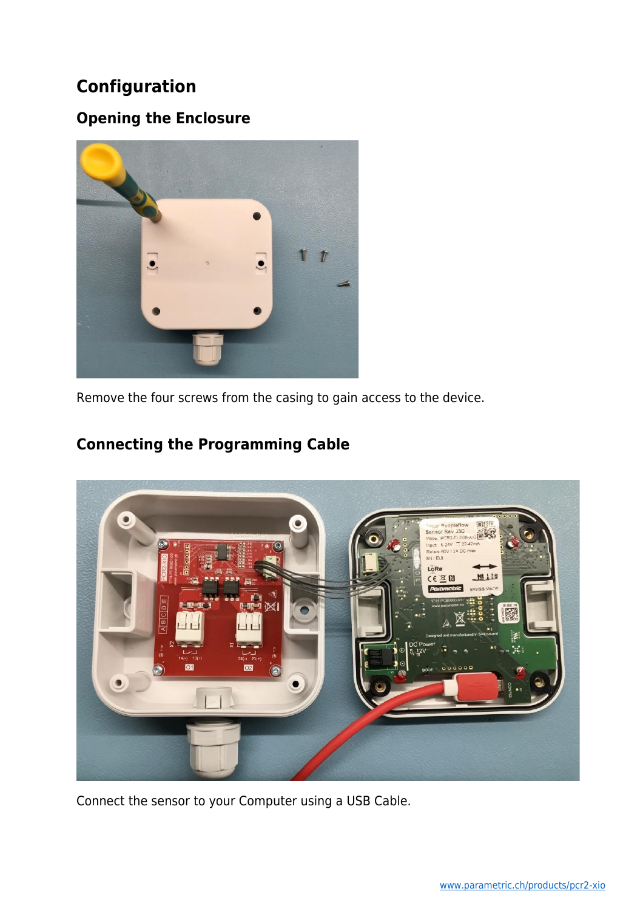## Configuration

### Opening the Enclosure

Remove the four screws from the casing to gain access to the device.

### Connecting the Programming Cable

Connect the sensor to your Computer using a USB Cable.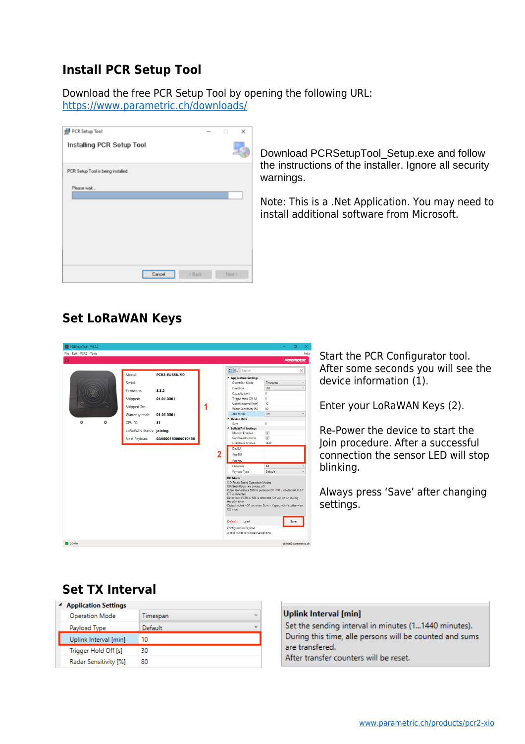## Install PCR Setup Tool

Download the free PCR Setup Tool by opening the following URL:
https://www.parametric.ch/downloads/

Download PCRSetupTool_Setup.exe and follow the instructions of the installer. Ignore all security warnings.

Note: This is a .Net Application. You may need to install additional software from Microsoft.

## Set LoRaWAN Keys

Start the PCR Configurator tool. After some seconds you will see the device information (1).

Enter your LoRaWAN Keys (2).

Re-Power the device to start the Join procedure. After a successful connection the sensor LED will stop blinking.

Always press 'Save' after changing settings.

## Set TX Interval

| Application Settings | |
|---|---|
| Operation Mode | Timespan |
| Payload Type | Default |
| Uplink Interval [min] | 10 |
| Trigger Hold Off [s] | 30 |
| Radar Sensitivity [%] | 80 |

**Uplink Interval [min]**
Set the sending interval in minutes (1...1440 minutes).
During this time, alle persons will be counted and sums are transfered.
After transfer counters will be reset.

www.parametric.ch/products/pcr2-xio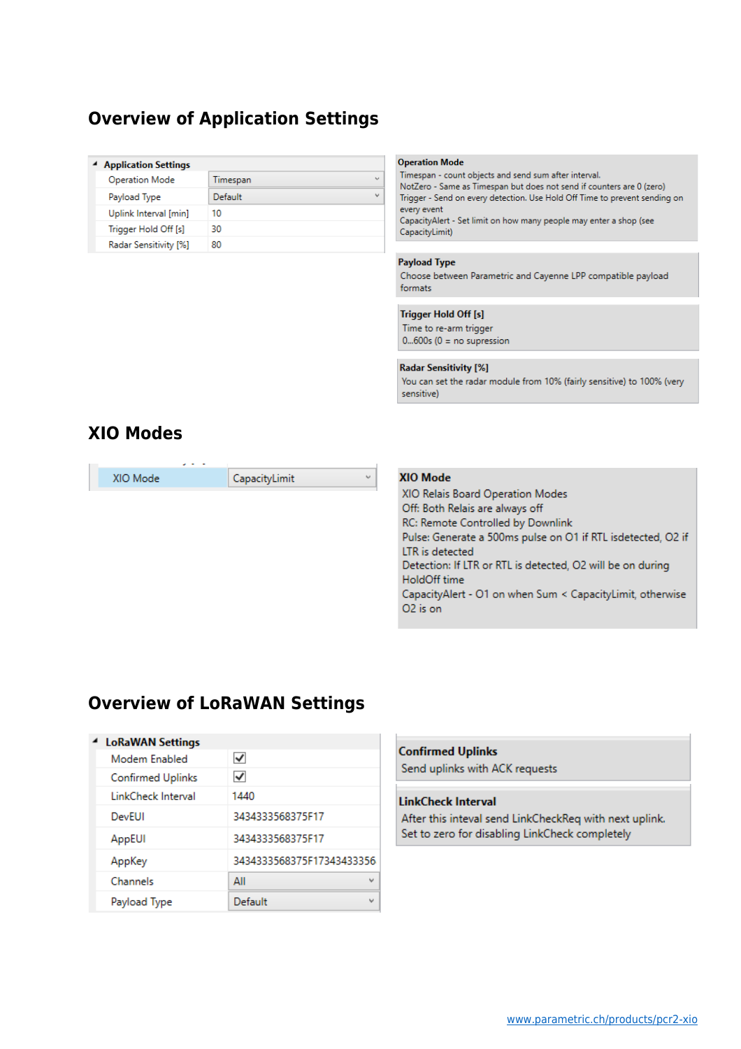## Overview of Application Settings

| Application Settings | |
|---|---|
| Operation Mode | Timespan |
| Payload Type | Default |
| Uplink Interval [min] | 10 |
| Trigger Hold Off [s] | 30 |
| Radar Sensitivity [%] | 80 |

**Operation Mode**
Timespan - count objects and send sum after interval.
NotZero - Same as Timespan but does not send if counters are 0 (zero)
Trigger - Send on every detection. Use Hold Off Time to prevent sending on every event
CapacityAlert - Set limit on how many people may enter a shop (see CapacityLimit)

**Payload Type**
Choose between Parametric and Cayenne LPP compatible payload formats

**Trigger Hold Off [s]**
Time to re-arm trigger
0...600s (0 = no supression)

**Radar Sensitivity [%]**
You can set the radar module from 10% (fairly sensitive) to 100% (very sensitive)

## XIO Modes

| XIO Mode | CapacityLimit |
|---|---|

**XIO Mode**
XIO Relais Board Operation Modes
Off: Both Relais are always off
RC: Remote Controlled by Downlink
Pulse: Generate a 500ms pulse on O1 if RTL isdetected, O2 if LTR is detected
Detection: If LTR or RTL is detected, O2 will be on during HoldOff time
CapacityAlert - O1 on when Sum < CapacityLimit, otherwise O2 is on

## Overview of LoRaWAN Settings

| LoRaWAN Settings | |
|---|---|
| Modem Enabled | ☑ |
| Confirmed Uplinks | ☑ |
| LinkCheck Interval | 1440 |
| DevEUI | 3434333568375F17 |
| AppEUI | 3434333568375F17 |
| AppKey | 3434333568375F17343433356 |
| Channels | All |
| Payload Type | Default |

**Confirmed Uplinks**
Send uplinks with ACK requests

**LinkCheck Interval**
After this inteval send LinkCheckReq with next uplink.
Set to zero for disabling LinkCheck completely

www.parametric.ch/products/pcr2-xio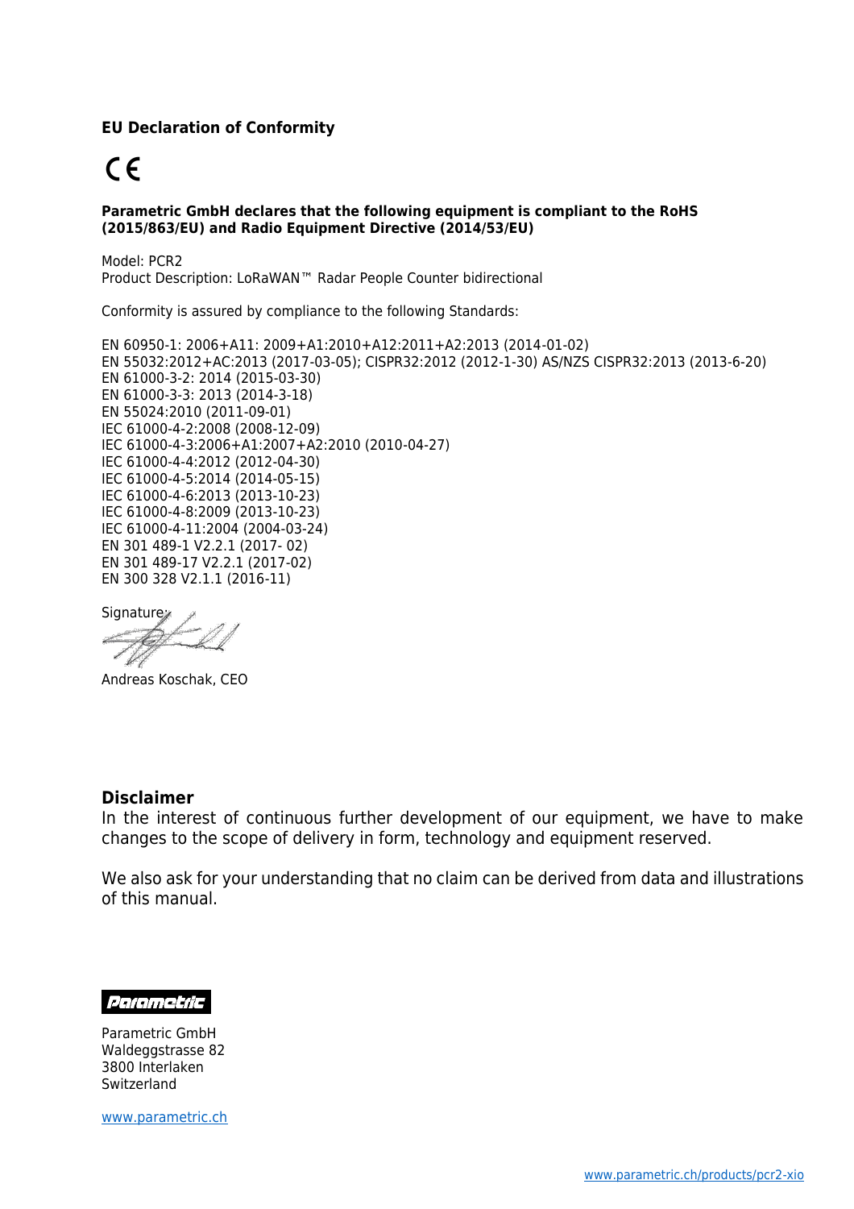## EU Declaration of Conformity

CE

**Parametric GmbH declares that the following equipment is compliant to the RoHS (2015/863/EU) and Radio Equipment Directive (2014/53/EU)**

Model: PCR2
Product Description: LoRaWAN™ Radar People Counter bidirectional

Conformity is assured by compliance to the following Standards:

EN 60950-1: 2006+A11: 2009+A1:2010+A12:2011+A2:2013 (2014-01-02)
EN 55032:2012+AC:2013 (2017-03-05); CISPR32:2012 (2012-1-30) AS/NZS CISPR32:2013 (2013-6-20)
EN 61000-3-2: 2014 (2015-03-30)
EN 61000-3-3: 2013 (2014-3-18)
EN 55024:2010 (2011-09-01)
IEC 61000-4-2:2008 (2008-12-09)
IEC 61000-4-3:2006+A1:2007+A2:2010 (2010-04-27)
IEC 61000-4-4:2012 (2012-04-30)
IEC 61000-4-5:2014 (2014-05-15)
IEC 61000-4-6:2013 (2013-10-23)
IEC 61000-4-8:2009 (2013-10-23)
IEC 61000-4-11:2004 (2004-03-24)
EN 301 489-1 V2.2.1 (2017- 02)
EN 301 489-17 V2.2.1 (2017-02)
EN 300 328 V2.1.1 (2016-11)

Signature:

Andreas Koschak, CEO

## Disclaimer

In the interest of continuous further development of our equipment, we have to make changes to the scope of delivery in form, technology and equipment reserved.

We also ask for your understanding that no claim can be derived from data and illustrations of this manual.

Parametric

Parametric GmbH
Waldeggstrasse 82
3800 Interlaken
Switzerland

www.parametric.ch